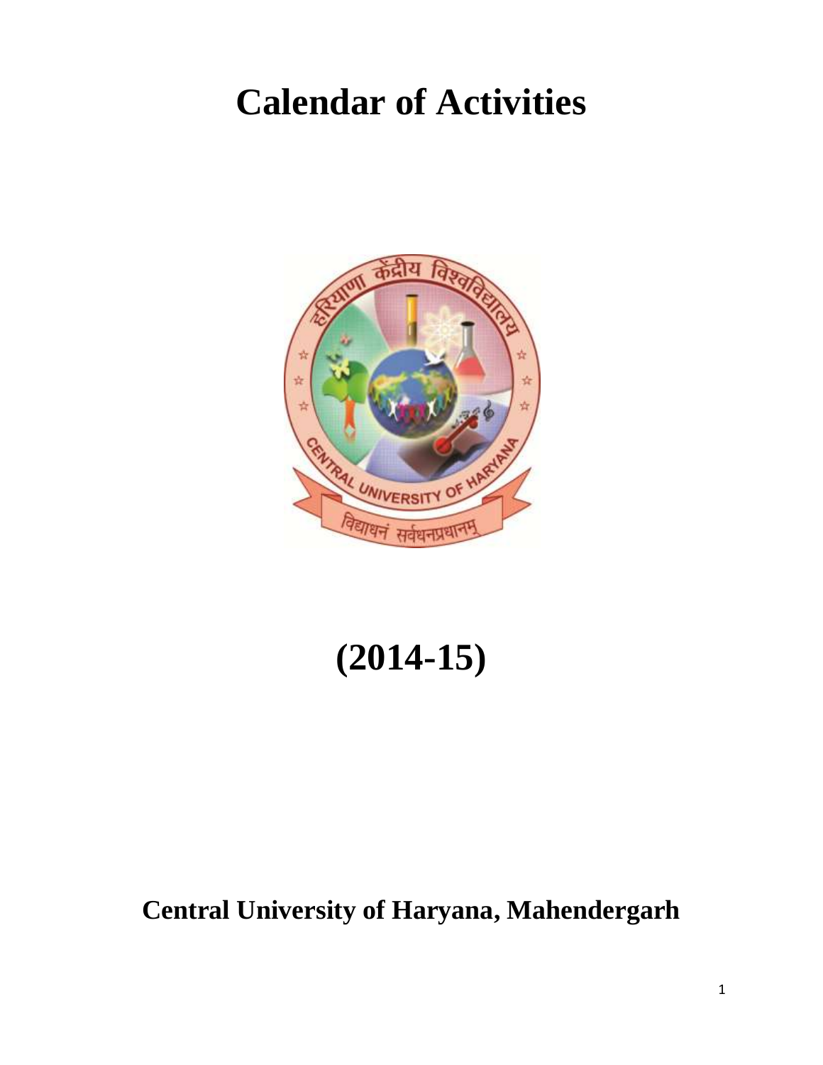# Calendar of Activities

# (2014-15)

## Central University of Haryana, Mahendergarh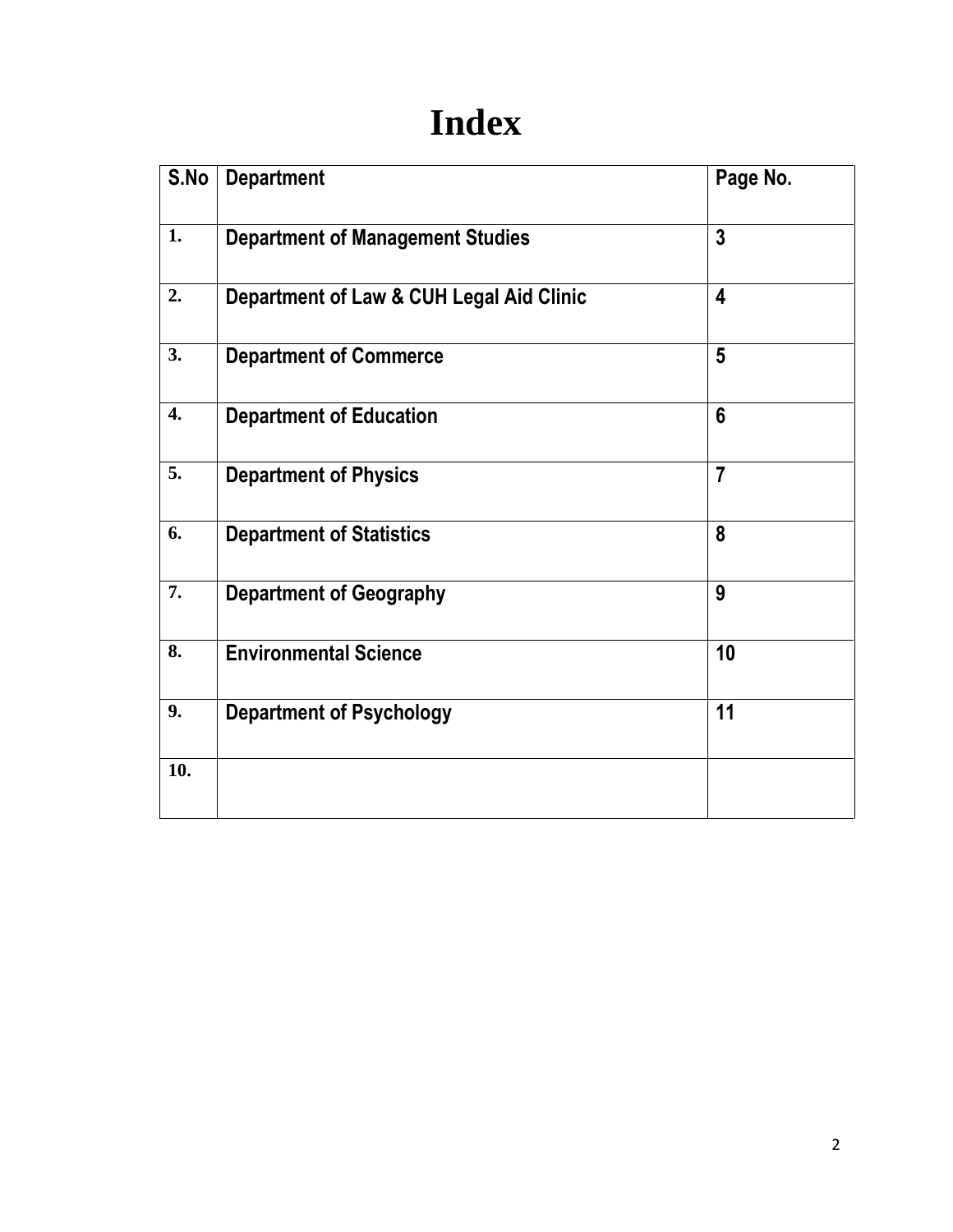# Index

| S.No | Department | Page No. |
|---|---|---|
| 1. | Department of Management Studies | 3 |
| 2. | Department of Law & CUH Legal Aid Clinic | 4 |
| 3. | Department of Commerce | 5 |
| 4. | Department of Education | 6 |
| 5. | Department of Physics | 7 |
| 6. | Department of Statistics | 8 |
| 7. | Department of Geography | 9 |
| 8. | Environmental Science | 10 |
| 9. | Department of Psychology | 11 |
| 10. | | |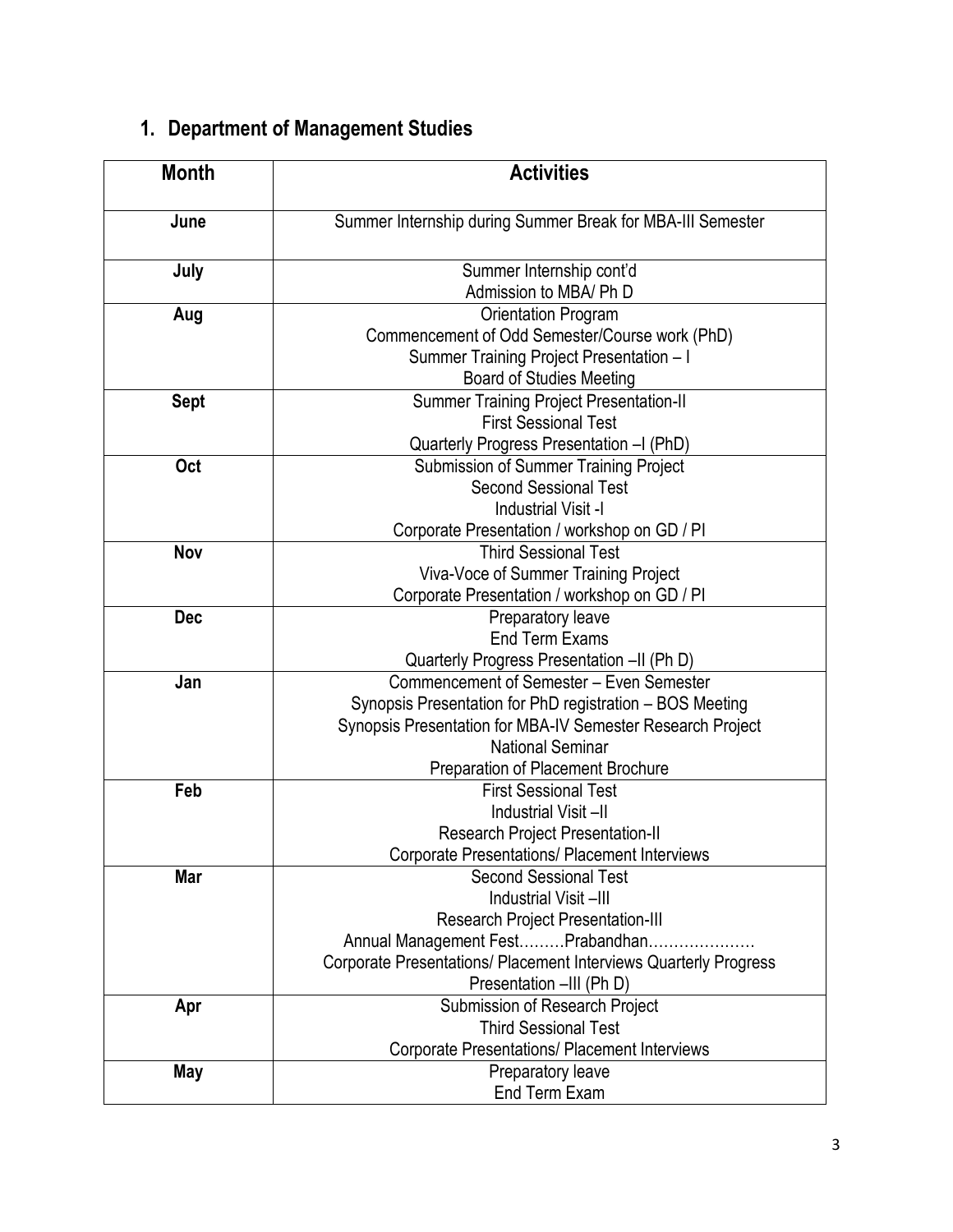## 1. Department of Management Studies

| Month | Activities |
|---|---|
| June | Summer Internship during Summer Break for MBA-III Semester |
| July | Summer Internship cont'd<br>Admission to MBA/ Ph D |
| Aug | Orientation Program<br>Commencement of Odd Semester/Course work (PhD)<br>Summer Training Project Presentation – I<br>Board of Studies Meeting |
| Sept | Summer Training Project Presentation-II<br>First Sessional Test<br>Quarterly Progress Presentation –I (PhD) |
| Oct | Submission of Summer Training Project<br>Second Sessional Test<br>Industrial Visit -I<br>Corporate Presentation / workshop on GD / PI |
| Nov | Third Sessional Test<br>Viva-Voce of Summer Training Project<br>Corporate Presentation / workshop on GD / PI |
| Dec | Preparatory leave<br>End Term Exams<br>Quarterly Progress Presentation –II (Ph D) |
| Jan | Commencement of Semester – Even Semester<br>Synopsis Presentation for PhD registration – BOS Meeting<br>Synopsis Presentation for MBA-IV Semester Research Project<br>National Seminar<br>Preparation of Placement Brochure |
| Feb | First Sessional Test<br>Industrial Visit –II<br>Research Project Presentation-II<br>Corporate Presentations/ Placement Interviews |
| Mar | Second Sessional Test<br>Industrial Visit –III<br>Research Project Presentation-III<br>Annual Management Fest………Prabandhan…………………<br>Corporate Presentations/ Placement Interviews Quarterly Progress Presentation –III (Ph D) |
| Apr | Submission of Research Project<br>Third Sessional Test<br>Corporate Presentations/ Placement Interviews |
| May | Preparatory leave<br>End Term Exam |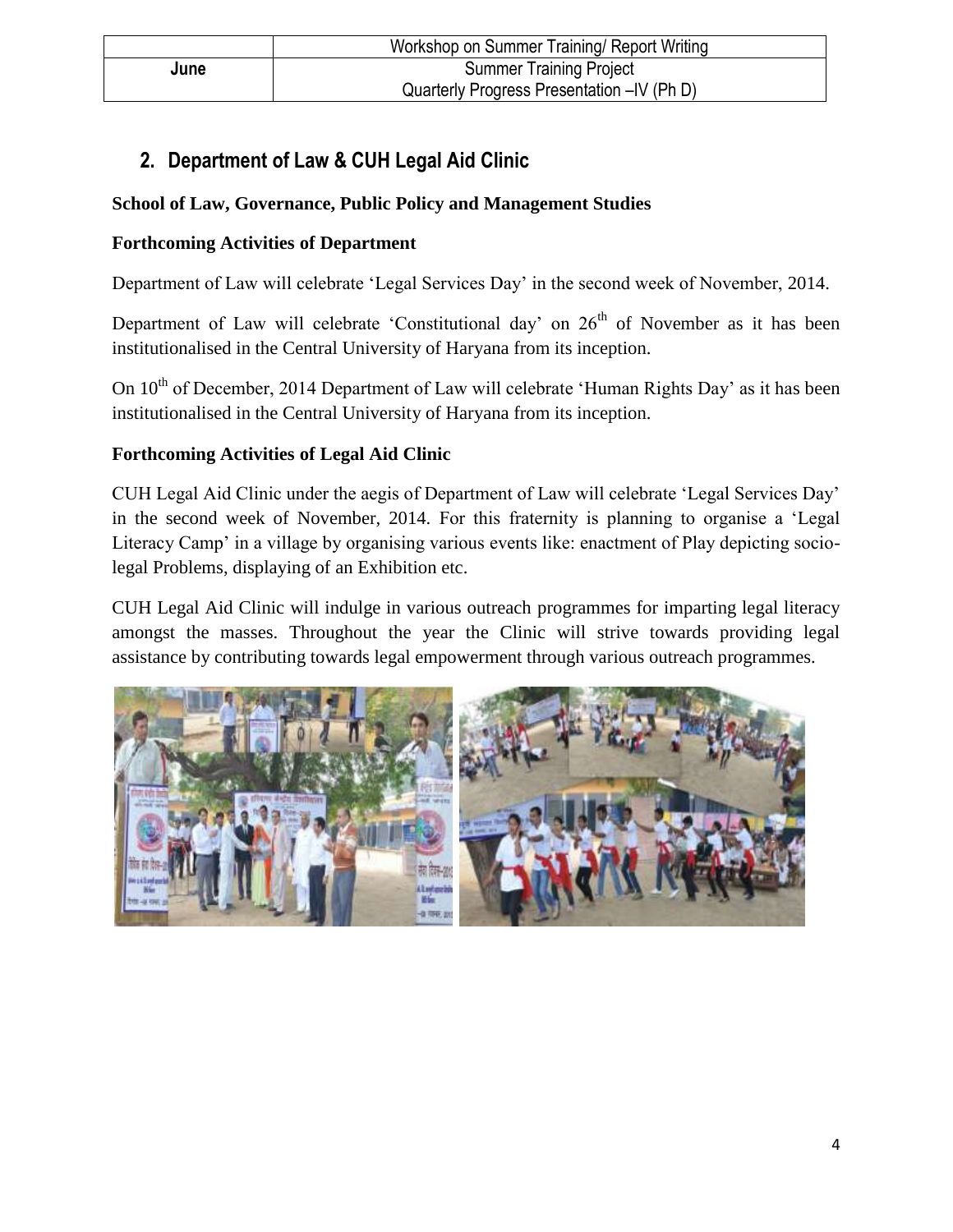| | Workshop on Summer Training/ Report Writing |
|---|---|
| June | Summer Training Project<br>Quarterly Progress Presentation –IV (Ph D) |

## 2. Department of Law & CUH Legal Aid Clinic

**School of Law, Governance, Public Policy and Management Studies**

**Forthcoming Activities of Department**

Department of Law will celebrate 'Legal Services Day' in the second week of November, 2014.

Department of Law will celebrate 'Constitutional day' on 26th of November as it has been institutionalised in the Central University of Haryana from its inception.

On 10th of December, 2014 Department of Law will celebrate 'Human Rights Day' as it has been institutionalised in the Central University of Haryana from its inception.

**Forthcoming Activities of Legal Aid Clinic**

CUH Legal Aid Clinic under the aegis of Department of Law will celebrate 'Legal Services Day' in the second week of November, 2014. For this fraternity is planning to organise a 'Legal Literacy Camp' in a village by organising various events like: enactment of Play depicting socio-legal Problems, displaying of an Exhibition etc.

CUH Legal Aid Clinic will indulge in various outreach programmes for imparting legal literacy amongst the masses. Throughout the year the Clinic will strive towards providing legal assistance by contributing towards legal empowerment through various outreach programmes.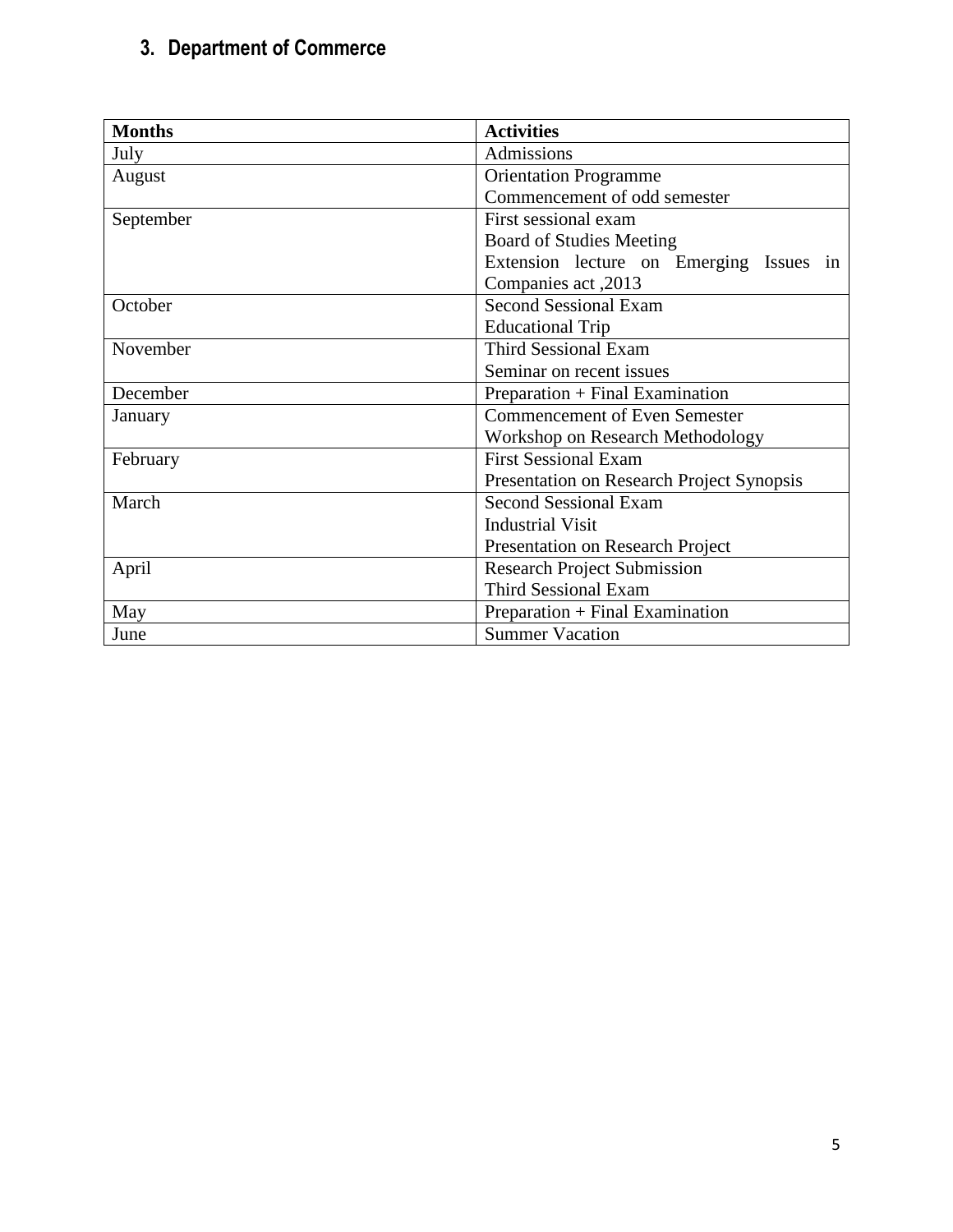## 3. Department of Commerce

| Months | Activities |
|---|---|
| July | Admissions |
| August | Orientation Programme<br>Commencement of odd semester |
| September | First sessional exam<br>Board of Studies Meeting<br>Extension lecture on Emerging Issues in Companies act ,2013 |
| October | Second Sessional Exam<br>Educational Trip |
| November | Third Sessional Exam<br>Seminar on recent issues |
| December | Preparation + Final Examination |
| January | Commencement of Even Semester<br>Workshop on Research Methodology |
| February | First Sessional Exam<br>Presentation on Research Project Synopsis |
| March | Second Sessional Exam<br>Industrial Visit<br>Presentation on Research Project |
| April | Research Project Submission<br>Third Sessional Exam |
| May | Preparation + Final Examination |
| June | Summer Vacation |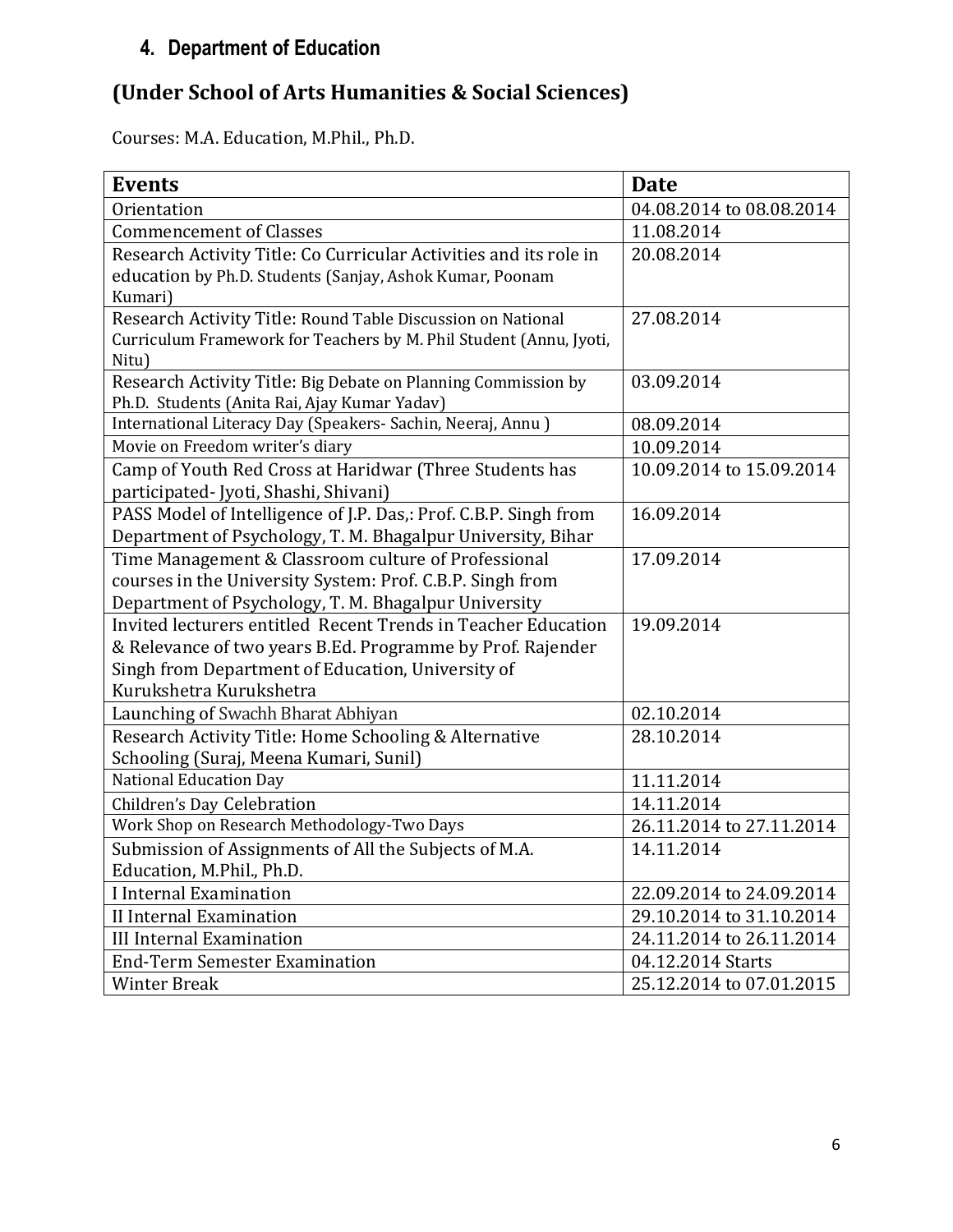## 4. Department of Education

## (Under School of Arts Humanities & Social Sciences)

Courses: M.A. Education, M.Phil., Ph.D.

| Events | Date |
|---|---|
| Orientation | 04.08.2014 to 08.08.2014 |
| Commencement of Classes | 11.08.2014 |
| Research Activity Title: Co Curricular Activities and its role in education by Ph.D. Students (Sanjay, Ashok Kumar, Poonam Kumari) | 20.08.2014 |
| Research Activity Title: Round Table Discussion on National Curriculum Framework for Teachers by M. Phil Student (Annu, Jyoti, Nitu) | 27.08.2014 |
| Research Activity Title: Big Debate on Planning Commission by Ph.D. Students (Anita Rai, Ajay Kumar Yadav) | 03.09.2014 |
| International Literacy Day (Speakers- Sachin, Neeraj, Annu ) | 08.09.2014 |
| Movie on Freedom writer's diary | 10.09.2014 |
| Camp of Youth Red Cross at Haridwar (Three Students has participated- Jyoti, Shashi, Shivani) | 10.09.2014 to 15.09.2014 |
| PASS Model of Intelligence of J.P. Das,: Prof. C.B.P. Singh from Department of Psychology, T. M. Bhagalpur University, Bihar | 16.09.2014 |
| Time Management & Classroom culture of Professional courses in the University System: Prof. C.B.P. Singh from Department of Psychology, T. M. Bhagalpur University | 17.09.2014 |
| Invited lecturers entitled Recent Trends in Teacher Education & Relevance of two years B.Ed. Programme by Prof. Rajender Singh from Department of Education, University of Kurukshetra Kurukshetra | 19.09.2014 |
| Launching of Swachh Bharat Abhiyan | 02.10.2014 |
| Research Activity Title: Home Schooling & Alternative Schooling (Suraj, Meena Kumari, Sunil) | 28.10.2014 |
| National Education Day | 11.11.2014 |
| Children's Day Celebration | 14.11.2014 |
| Work Shop on Research Methodology-Two Days | 26.11.2014 to 27.11.2014 |
| Submission of Assignments of All the Subjects of M.A. Education, M.Phil., Ph.D. | 14.11.2014 |
| I Internal Examination | 22.09.2014 to 24.09.2014 |
| II Internal Examination | 29.10.2014 to 31.10.2014 |
| III Internal Examination | 24.11.2014 to 26.11.2014 |
| End-Term Semester Examination | 04.12.2014 Starts |
| Winter Break | 25.12.2014 to 07.01.2015 |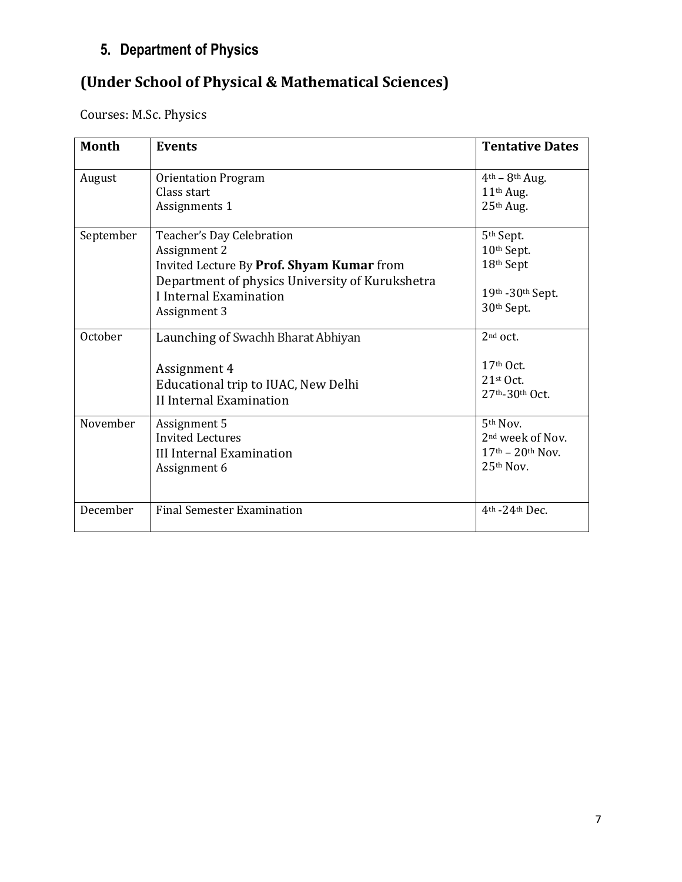## 5. Department of Physics

## (Under School of Physical & Mathematical Sciences)

Courses: M.Sc. Physics

| Month | Events | Tentative Dates |
|---|---|---|
| August | Orientation Program<br>Class start<br>Assignments 1 | 4th – 8th Aug.<br>11th Aug.<br>25th Aug. |
| September | Teacher's Day Celebration<br>Assignment 2<br>Invited Lecture By **Prof. Shyam Kumar** from Department of physics University of Kurukshetra<br>I Internal Examination<br>Assignment 3 | 5th Sept.<br>10th Sept.<br>18th Sept<br><br>19th -30th Sept.<br>30th Sept. |
| October | Launching of Swachh Bharat Abhiyan<br><br>Assignment 4<br>Educational trip to IUAC, New Delhi<br>II Internal Examination | 2nd oct.<br><br>17th Oct.<br>21st Oct.<br>27th-30th Oct. |
| November | Assignment 5<br>Invited Lectures<br>III Internal Examination<br>Assignment 6 | 5th Nov.<br>2nd week of Nov.<br>17th – 20th Nov.<br>25th Nov. |
| December | Final Semester Examination | 4th -24th Dec. |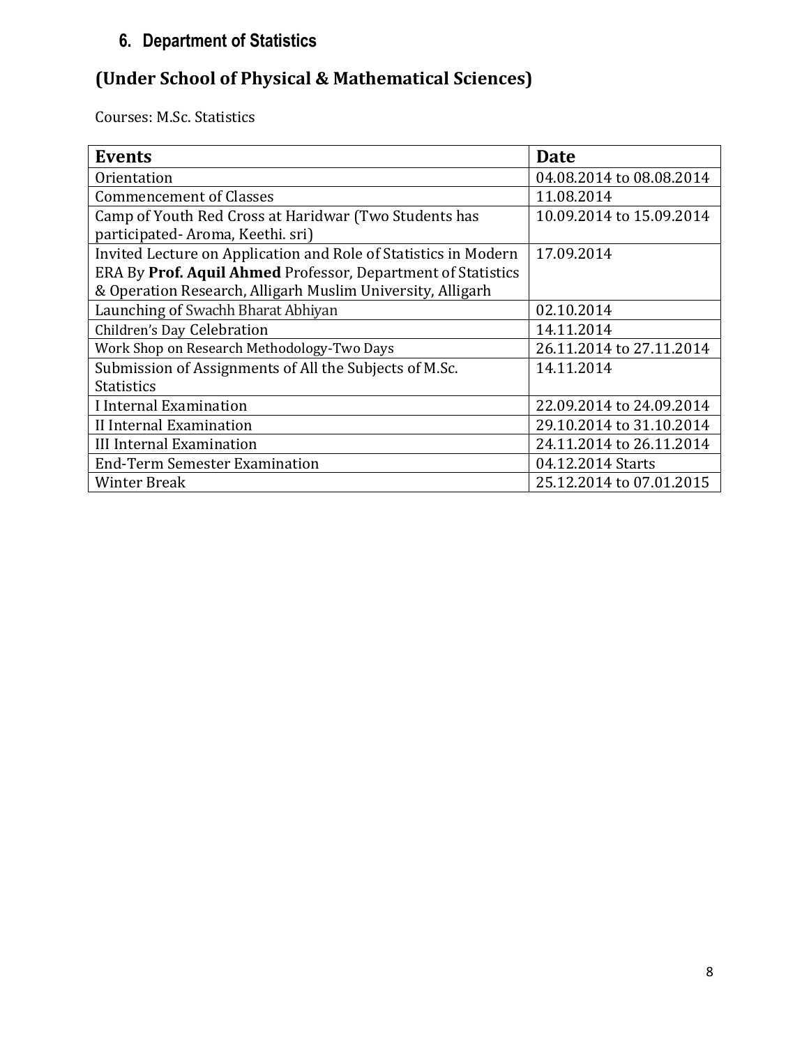## 6. Department of Statistics

## (Under School of Physical & Mathematical Sciences)

Courses: M.Sc. Statistics

| Events | Date |
|---|---|
| Orientation | 04.08.2014 to 08.08.2014 |
| Commencement of Classes | 11.08.2014 |
| Camp of Youth Red Cross at Haridwar (Two Students has participated- Aroma, Keethi. sri) | 10.09.2014 to 15.09.2014 |
| Invited Lecture on Application and Role of Statistics in Modern ERA By **Prof. Aquil Ahmed** Professor, Department of Statistics & Operation Research, Alligarh Muslim University, Alligarh | 17.09.2014 |
| Launching of Swachh Bharat Abhiyan | 02.10.2014 |
| Children's Day Celebration | 14.11.2014 |
| Work Shop on Research Methodology-Two Days | 26.11.2014 to 27.11.2014 |
| Submission of Assignments of All the Subjects of M.Sc. Statistics | 14.11.2014 |
| I Internal Examination | 22.09.2014 to 24.09.2014 |
| II Internal Examination | 29.10.2014 to 31.10.2014 |
| III Internal Examination | 24.11.2014 to 26.11.2014 |
| End-Term Semester Examination | 04.12.2014 Starts |
| Winter Break | 25.12.2014 to 07.01.2015 |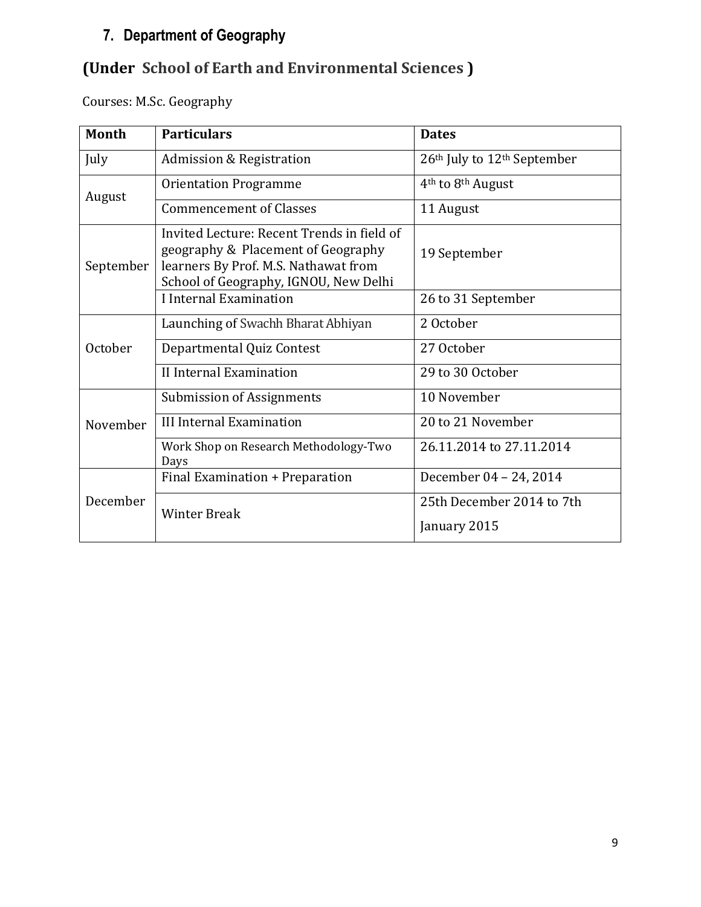## 7. Department of Geography

## (Under School of Earth and Environmental Sciences )

Courses: M.Sc. Geography

| Month | Particulars | Dates |
|---|---|---|
| July | Admission & Registration | 26th July to 12th September |
| August | Orientation Programme | 4th to 8th August |
| | Commencement of Classes | 11 August |
| September | Invited Lecture: Recent Trends in field of geography & Placement of Geography learners By Prof. M.S. Nathawat from School of Geography, IGNOU, New Delhi | 19 September |
| | I Internal Examination | 26 to 31 September |
| October | Launching of Swachh Bharat Abhiyan | 2 October |
| | Departmental Quiz Contest | 27 October |
| | II Internal Examination | 29 to 30 October |
| November | Submission of Assignments | 10 November |
| | III Internal Examination | 20 to 21 November |
| | Work Shop on Research Methodology-Two Days | 26.11.2014 to 27.11.2014 |
| December | Final Examination + Preparation | December 04 – 24, 2014 |
| | Winter Break | 25th December 2014 to 7th January 2015 |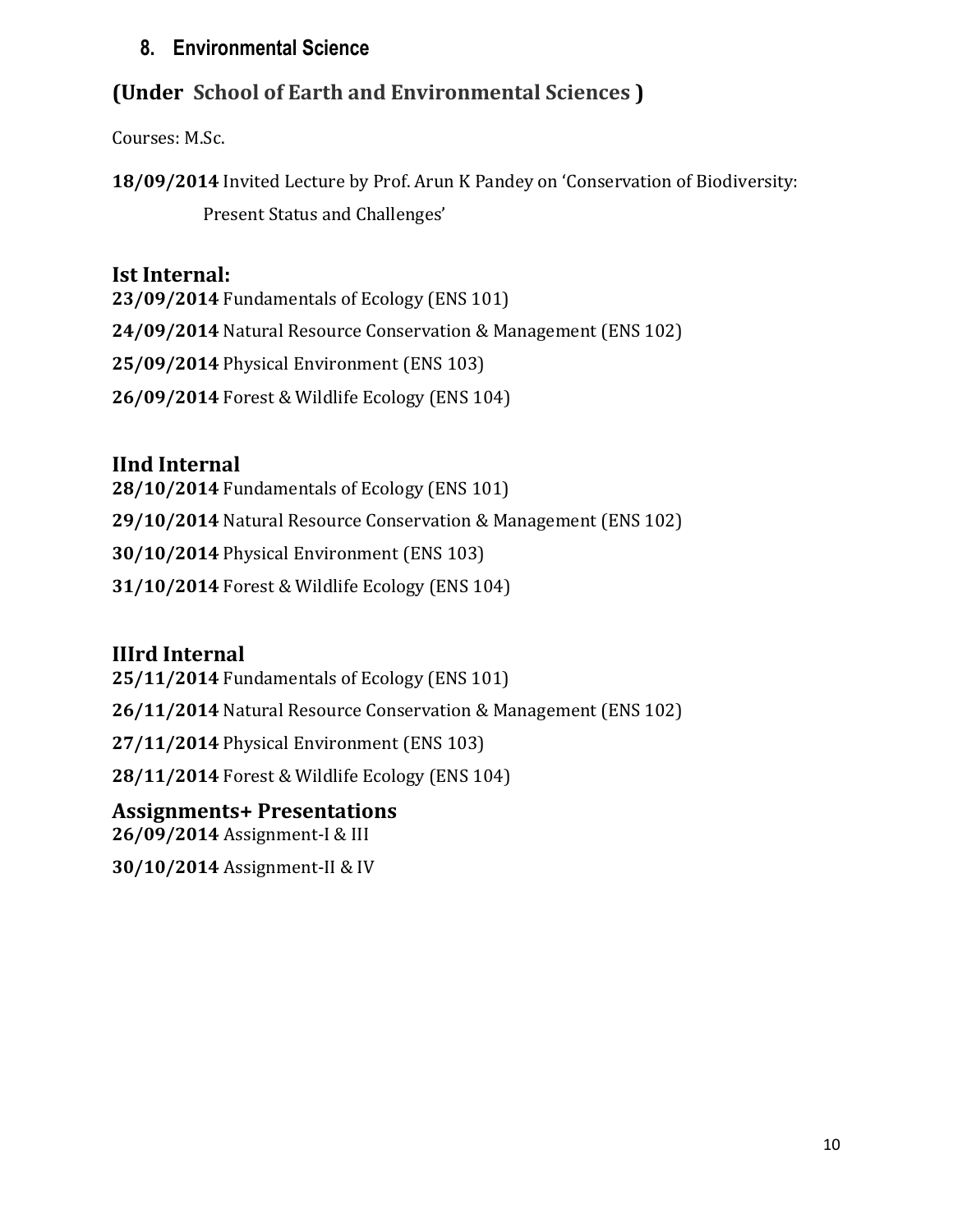## 8. Environmental Science

## (Under School of Earth and Environmental Sciences )

Courses: M.Sc.

**18/09/2014** Invited Lecture by Prof. Arun K Pandey on 'Conservation of Biodiversity: Present Status and Challenges'

### Ist Internal:

**23/09/2014** Fundamentals of Ecology (ENS 101)

**24/09/2014** Natural Resource Conservation & Management (ENS 102)

**25/09/2014** Physical Environment (ENS 103)

**26/09/2014** Forest & Wildlife Ecology (ENS 104)

### IInd Internal

**28/10/2014** Fundamentals of Ecology (ENS 101)

**29/10/2014** Natural Resource Conservation & Management (ENS 102)

**30/10/2014** Physical Environment (ENS 103)

**31/10/2014** Forest & Wildlife Ecology (ENS 104)

### IIIrd Internal

**25/11/2014** Fundamentals of Ecology (ENS 101)

**26/11/2014** Natural Resource Conservation & Management (ENS 102)

**27/11/2014** Physical Environment (ENS 103)

**28/11/2014** Forest & Wildlife Ecology (ENS 104)

### Assignments+ Presentations

**26/09/2014** Assignment-I & III

**30/10/2014** Assignment-II & IV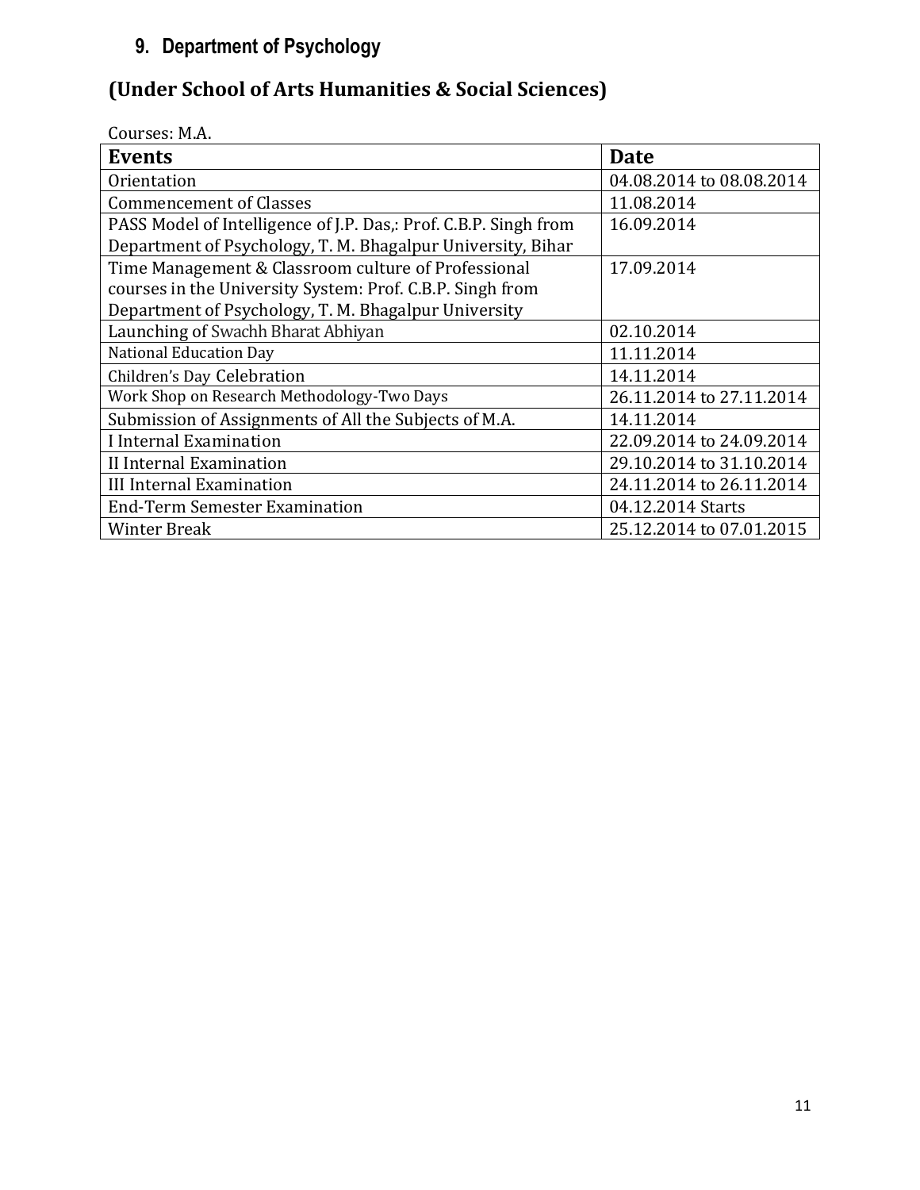## 9. Department of Psychology

## (Under School of Arts Humanities & Social Sciences)

Courses: M.A.

| Events | Date |
|---|---|
| Orientation | 04.08.2014 to 08.08.2014 |
| Commencement of Classes | 11.08.2014 |
| PASS Model of Intelligence of J.P. Das,: Prof. C.B.P. Singh from Department of Psychology, T. M. Bhagalpur University, Bihar | 16.09.2014 |
| Time Management & Classroom culture of Professional courses in the University System: Prof. C.B.P. Singh from Department of Psychology, T. M. Bhagalpur University | 17.09.2014 |
| Launching of Swachh Bharat Abhiyan | 02.10.2014 |
| National Education Day | 11.11.2014 |
| Children's Day Celebration | 14.11.2014 |
| Work Shop on Research Methodology-Two Days | 26.11.2014 to 27.11.2014 |
| Submission of Assignments of All the Subjects of M.A. | 14.11.2014 |
| I Internal Examination | 22.09.2014 to 24.09.2014 |
| II Internal Examination | 29.10.2014 to 31.10.2014 |
| III Internal Examination | 24.11.2014 to 26.11.2014 |
| End-Term Semester Examination | 04.12.2014 Starts |
| Winter Break | 25.12.2014 to 07.01.2015 |